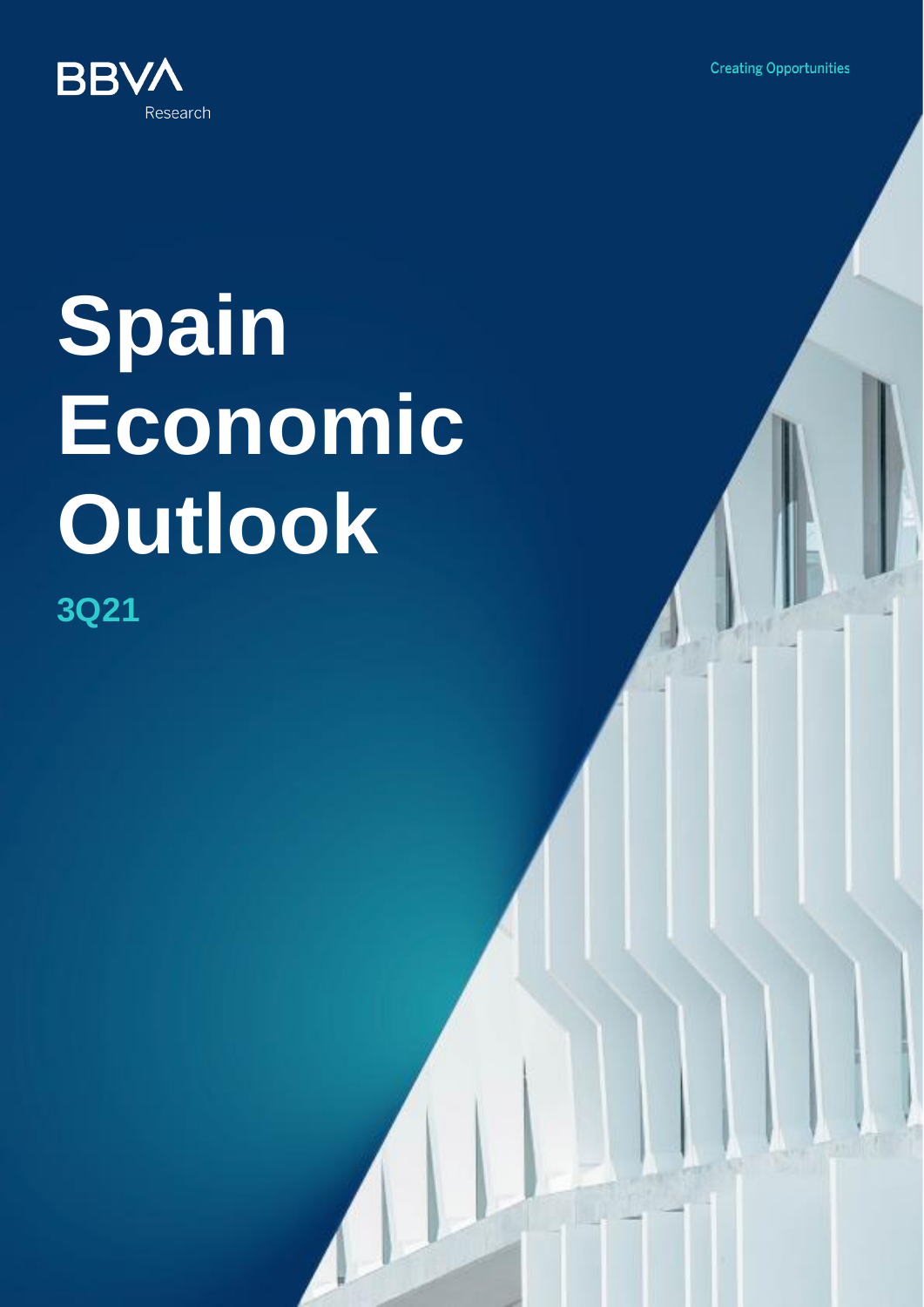BBVA Research

Creating Opportunities

# Spain Economic Outlook

## 3Q21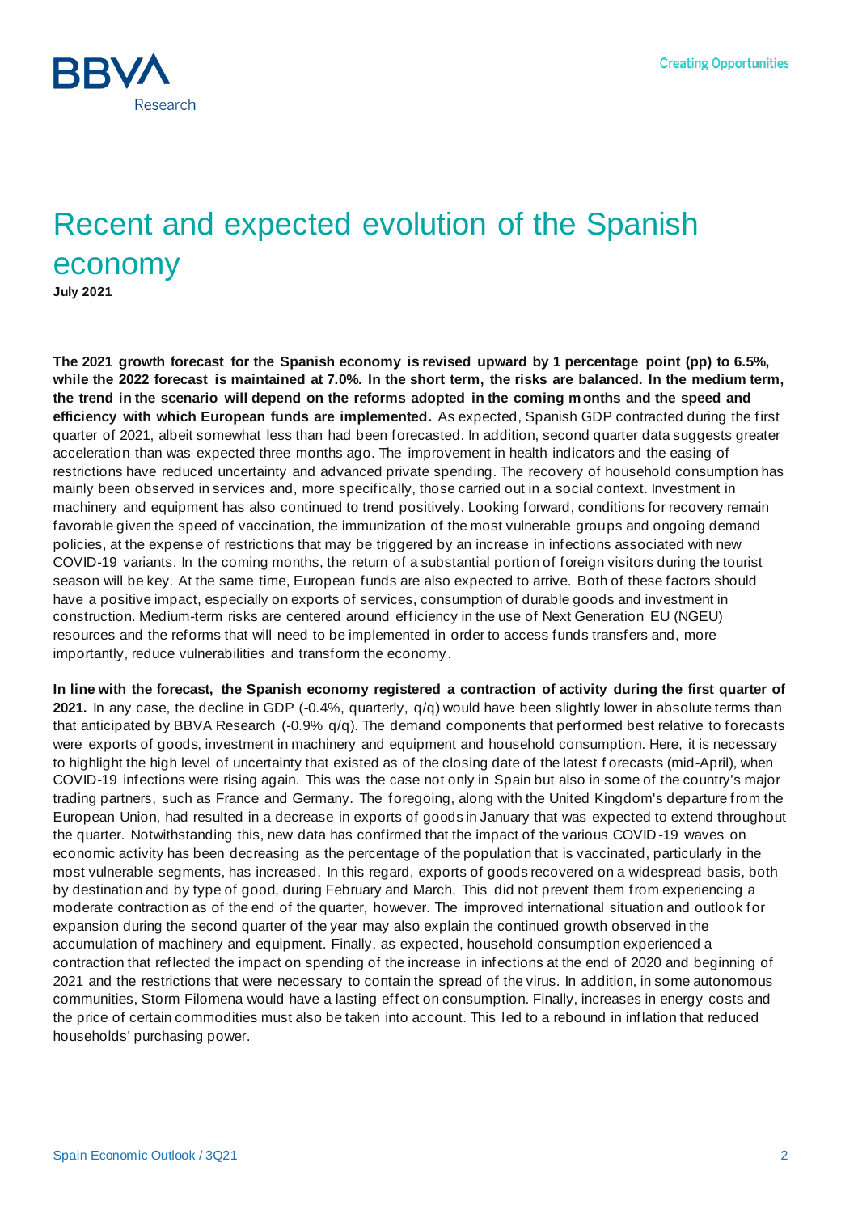# Recent and expected evolution of the Spanish economy

**July 2021**

**The 2021 growth forecast for the Spanish economy is revised upward by 1 percentage point (pp) to 6.5%, while the 2022 forecast is maintained at 7.0%. In the short term, the risks are balanced. In the medium term, the trend in the scenario will depend on the reforms adopted in the coming months and the speed and efficiency with which European funds are implemented.** As expected, Spanish GDP contracted during the first quarter of 2021, albeit somewhat less than had been forecasted. In addition, second quarter data suggests greater acceleration than was expected three months ago. The improvement in health indicators and the easing of restrictions have reduced uncertainty and advanced private spending. The recovery of household consumption has mainly been observed in services and, more specifically, those carried out in a social context. Investment in machinery and equipment has also continued to trend positively. Looking forward, conditions for recovery remain favorable given the speed of vaccination, the immunization of the most vulnerable groups and ongoing demand policies, at the expense of restrictions that may be triggered by an increase in infections associated with new COVID-19 variants. In the coming months, the return of a substantial portion of foreign visitors during the tourist season will be key. At the same time, European funds are also expected to arrive. Both of these factors should have a positive impact, especially on exports of services, consumption of durable goods and investment in construction. Medium-term risks are centered around efficiency in the use of Next Generation EU (NGEU) resources and the reforms that will need to be implemented in order to access funds transfers and, more importantly, reduce vulnerabilities and transform the economy.

**In line with the forecast, the Spanish economy registered a contraction of activity during the first quarter of 2021.** In any case, the decline in GDP (-0.4%, quarterly, q/q) would have been slightly lower in absolute terms than that anticipated by BBVA Research (-0.9% q/q). The demand components that performed best relative to forecasts were exports of goods, investment in machinery and equipment and household consumption. Here, it is necessary to highlight the high level of uncertainty that existed as of the closing date of the latest forecasts (mid-April), when COVID-19 infections were rising again. This was the case not only in Spain but also in some of the country's major trading partners, such as France and Germany. The foregoing, along with the United Kingdom's departure from the European Union, had resulted in a decrease in exports of goods in January that was expected to extend throughout the quarter. Notwithstanding this, new data has confirmed that the impact of the various COVID-19 waves on economic activity has been decreasing as the percentage of the population that is vaccinated, particularly in the most vulnerable segments, has increased. In this regard, exports of goods recovered on a widespread basis, both by destination and by type of good, during February and March. This did not prevent them from experiencing a moderate contraction as of the end of the quarter, however. The improved international situation and outlook for expansion during the second quarter of the year may also explain the continued growth observed in the accumulation of machinery and equipment. Finally, as expected, household consumption experienced a contraction that reflected the impact on spending of the increase in infections at the end of 2020 and beginning of 2021 and the restrictions that were necessary to contain the spread of the virus. In addition, in some autonomous communities, Storm Filomena would have a lasting effect on consumption. Finally, increases in energy costs and the price of certain commodities must also be taken into account. This led to a rebound in inflation that reduced households' purchasing power.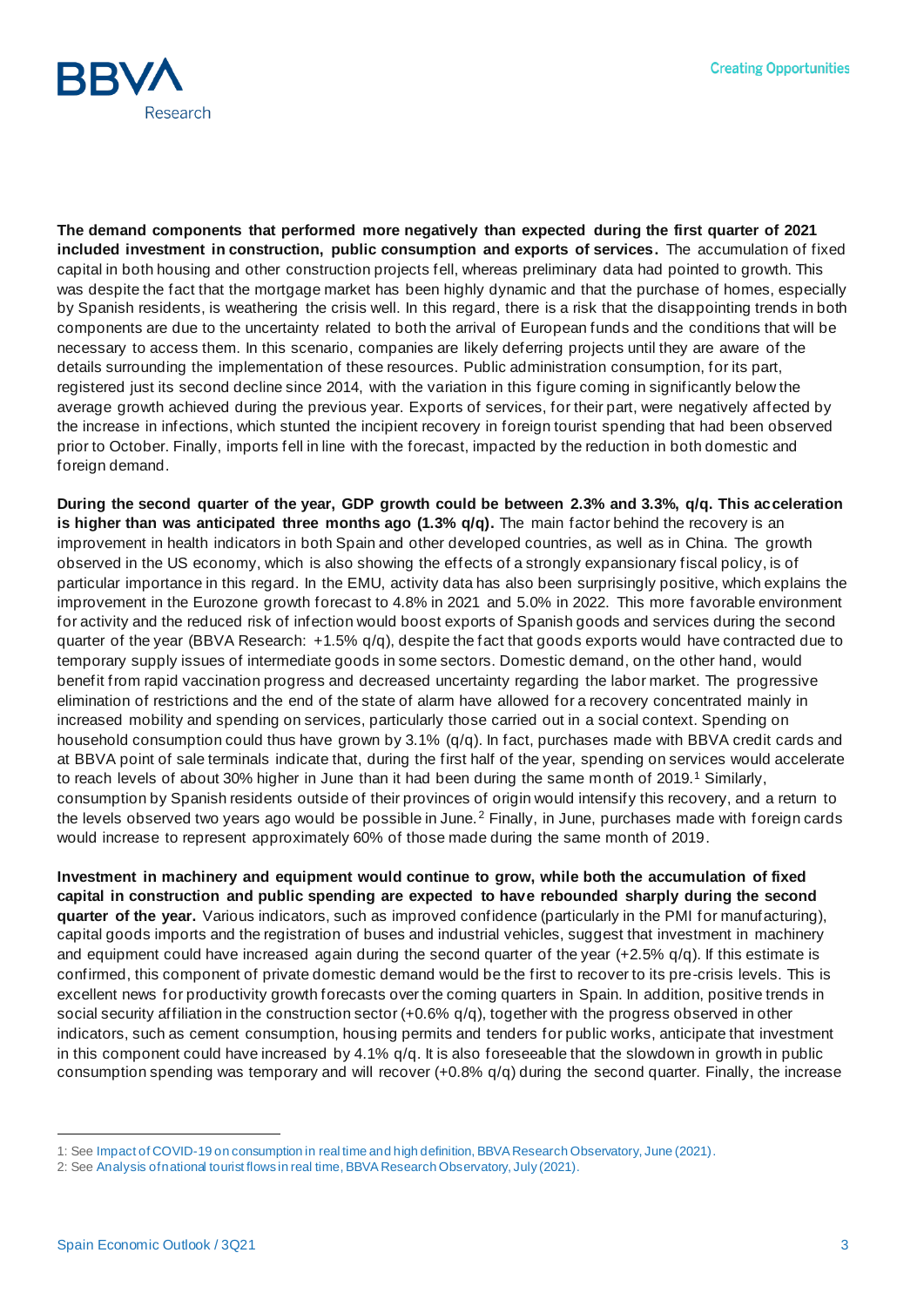**The demand components that performed more negatively than expected during the first quarter of 2021 included investment in construction, public consumption and exports of services.** The accumulation of fixed capital in both housing and other construction projects fell, whereas preliminary data had pointed to growth. This was despite the fact that the mortgage market has been highly dynamic and that the purchase of homes, especially by Spanish residents, is weathering the crisis well. In this regard, there is a risk that the disappointing trends in both components are due to the uncertainty related to both the arrival of European funds and the conditions that will be necessary to access them. In this scenario, companies are likely deferring projects until they are aware of the details surrounding the implementation of these resources. Public administration consumption, for its part, registered just its second decline since 2014, with the variation in this figure coming in significantly below the average growth achieved during the previous year. Exports of services, for their part, were negatively affected by the increase in infections, which stunted the incipient recovery in foreign tourist spending that had been observed prior to October. Finally, imports fell in line with the forecast, impacted by the reduction in both domestic and foreign demand.

**During the second quarter of the year, GDP growth could be between 2.3% and 3.3%, q/q. This acceleration is higher than was anticipated three months ago (1.3% q/q).** The main factor behind the recovery is an improvement in health indicators in both Spain and other developed countries, as well as in China. The growth observed in the US economy, which is also showing the effects of a strongly expansionary fiscal policy, is of particular importance in this regard. In the EMU, activity data has also been surprisingly positive, which explains the improvement in the Eurozone growth forecast to 4.8% in 2021 and 5.0% in 2022. This more favorable environment for activity and the reduced risk of infection would boost exports of Spanish goods and services during the second quarter of the year (BBVA Research: +1.5% q/q), despite the fact that goods exports would have contracted due to temporary supply issues of intermediate goods in some sectors. Domestic demand, on the other hand, would benefit from rapid vaccination progress and decreased uncertainty regarding the labor market. The progressive elimination of restrictions and the end of the state of alarm have allowed for a recovery concentrated mainly in increased mobility and spending on services, particularly those carried out in a social context. Spending on household consumption could thus have grown by 3.1% (q/q). In fact, purchases made with BBVA credit cards and at BBVA point of sale terminals indicate that, during the first half of the year, spending on services would accelerate to reach levels of about 30% higher in June than it had been during the same month of 2019.[1] Similarly, consumption by Spanish residents outside of their provinces of origin would intensify this recovery, and a return to the levels observed two years ago would be possible in June.[2] Finally, in June, purchases made with foreign cards would increase to represent approximately 60% of those made during the same month of 2019.

**Investment in machinery and equipment would continue to grow, while both the accumulation of fixed capital in construction and public spending are expected to have rebounded sharply during the second quarter of the year.** Various indicators, such as improved confidence (particularly in the PMI for manufacturing), capital goods imports and the registration of buses and industrial vehicles, suggest that investment in machinery and equipment could have increased again during the second quarter of the year (+2.5% q/q). If this estimate is confirmed, this component of private domestic demand would be the first to recover to its pre-crisis levels. This is excellent news for productivity growth forecasts over the coming quarters in Spain. In addition, positive trends in social security affiliation in the construction sector (+0.6% q/q), together with the progress observed in other indicators, such as cement consumption, housing permits and tenders for public works, anticipate that investment in this component could have increased by 4.1% q/q. It is also foreseeable that the slowdown in growth in public consumption spending was temporary and will recover (+0.8% q/q) during the second quarter. Finally, the increase

1: See Impact of COVID-19 on consumption in real time and high definition, BBVA Research Observatory, June (2021).

2: See Analysis of national tourist flows in real time, BBVA Research Observatory, July (2021).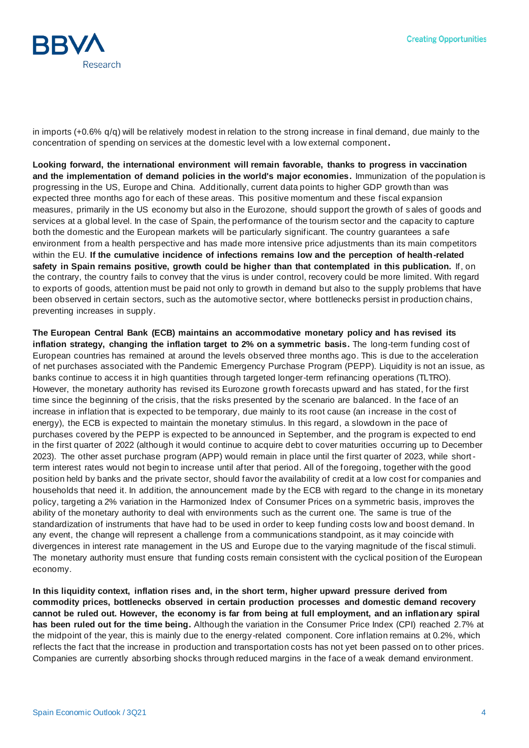in imports (+0.6% q/q) will be relatively modest in relation to the strong increase in final demand, due mainly to the concentration of spending on services at the domestic level with a low external component**.**

**Looking forward, the international environment will remain favorable, thanks to progress in vaccination and the implementation of demand policies in the world's major economies.** Immunization of the population is progressing in the US, Europe and China. Additionally, current data points to higher GDP growth than was expected three months ago for each of these areas. This positive momentum and these fiscal expansion measures, primarily in the US economy but also in the Eurozone, should support the growth of sales of goods and services at a global level. In the case of Spain, the performance of the tourism sector and the capacity to capture both the domestic and the European markets will be particularly significant. The country guarantees a safe environment from a health perspective and has made more intensive price adjustments than its main competitors within the EU. **If the cumulative incidence of infections remains low and the perception of health-related safety in Spain remains positive, growth could be higher than that contemplated in this publication.** If, on the contrary, the country fails to convey that the virus is under control, recovery could be more limited. With regard to exports of goods, attention must be paid not only to growth in demand but also to the supply problems that have been observed in certain sectors, such as the automotive sector, where bottlenecks persist in production chains, preventing increases in supply.

**The European Central Bank (ECB) maintains an accommodative monetary policy and has revised its inflation strategy, changing the inflation target to 2% on a symmetric basis.** The long-term funding cost of European countries has remained at around the levels observed three months ago. This is due to the acceleration of net purchases associated with the Pandemic Emergency Purchase Program (PEPP). Liquidity is not an issue, as banks continue to access it in high quantities through targeted longer-term refinancing operations (TLTRO). However, the monetary authority has revised its Eurozone growth forecasts upward and has stated, for the first time since the beginning of the crisis, that the risks presented by the scenario are balanced. In the face of an increase in inflation that is expected to be temporary, due mainly to its root cause (an increase in the cost of energy), the ECB is expected to maintain the monetary stimulus. In this regard, a slowdown in the pace of purchases covered by the PEPP is expected to be announced in September, and the program is expected to end in the first quarter of 2022 (although it would continue to acquire debt to cover maturities occurring up to December 2023). The other asset purchase program (APP) would remain in place until the first quarter of 2023, while short-term interest rates would not begin to increase until after that period. All of the foregoing, together with the good position held by banks and the private sector, should favor the availability of credit at a low cost for companies and households that need it. In addition, the announcement made by the ECB with regard to the change in its monetary policy, targeting a 2% variation in the Harmonized Index of Consumer Prices on a symmetric basis, improves the ability of the monetary authority to deal with environments such as the current one. The same is true of the standardization of instruments that have had to be used in order to keep funding costs low and boost demand. In any event, the change will represent a challenge from a communications standpoint, as it may coincide with divergences in interest rate management in the US and Europe due to the varying magnitude of the fiscal stimuli. The monetary authority must ensure that funding costs remain consistent with the cyclical position of the European economy.

**In this liquidity context, inflation rises and, in the short term, higher upward pressure derived from commodity prices, bottlenecks observed in certain production processes and domestic demand recovery cannot be ruled out. However, the economy is far from being at full employment, and an inflationary spiral has been ruled out for the time being.** Although the variation in the Consumer Price Index (CPI) reached 2.7% at the midpoint of the year, this is mainly due to the energy-related component. Core inflation remains at 0.2%, which reflects the fact that the increase in production and transportation costs has not yet been passed on to other prices. Companies are currently absorbing shocks through reduced margins in the face of a weak demand environment.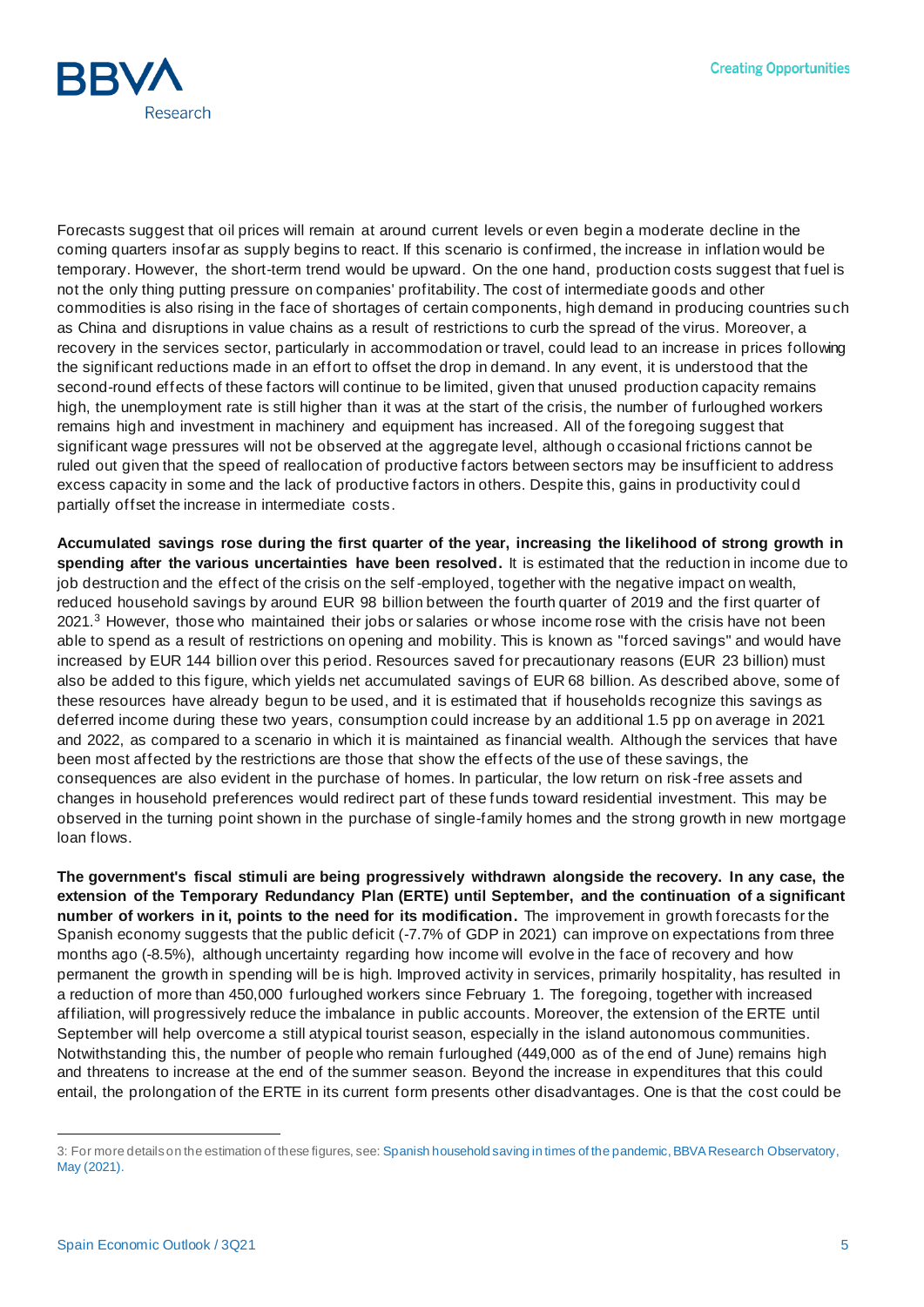Forecasts suggest that oil prices will remain at around current levels or even begin a moderate decline in the coming quarters insofar as supply begins to react. If this scenario is confirmed, the increase in inflation would be temporary. However, the short-term trend would be upward. On the one hand, production costs suggest that fuel is not the only thing putting pressure on companies' profitability. The cost of intermediate goods and other commodities is also rising in the face of shortages of certain components, high demand in producing countries such as China and disruptions in value chains as a result of restrictions to curb the spread of the virus. Moreover, a recovery in the services sector, particularly in accommodation or travel, could lead to an increase in prices following the significant reductions made in an effort to offset the drop in demand. In any event, it is understood that the second-round effects of these factors will continue to be limited, given that unused production capacity remains high, the unemployment rate is still higher than it was at the start of the crisis, the number of furloughed workers remains high and investment in machinery and equipment has increased. All of the foregoing suggest that significant wage pressures will not be observed at the aggregate level, although occasional frictions cannot be ruled out given that the speed of reallocation of productive factors between sectors may be insufficient to address excess capacity in some and the lack of productive factors in others. Despite this, gains in productivity could partially offset the increase in intermediate costs.

**Accumulated savings rose during the first quarter of the year, increasing the likelihood of strong growth in spending after the various uncertainties have been resolved.** It is estimated that the reduction in income due to job destruction and the effect of the crisis on the self-employed, together with the negative impact on wealth, reduced household savings by around EUR 98 billion between the fourth quarter of 2019 and the first quarter of 2021.[3] However, those who maintained their jobs or salaries or whose income rose with the crisis have not been able to spend as a result of restrictions on opening and mobility. This is known as "forced savings" and would have increased by EUR 144 billion over this period. Resources saved for precautionary reasons (EUR 23 billion) must also be added to this figure, which yields net accumulated savings of EUR 68 billion. As described above, some of these resources have already begun to be used, and it is estimated that if households recognize this savings as deferred income during these two years, consumption could increase by an additional 1.5 pp on average in 2021 and 2022, as compared to a scenario in which it is maintained as financial wealth. Although the services that have been most affected by the restrictions are those that show the effects of the use of these savings, the consequences are also evident in the purchase of homes. In particular, the low return on risk-free assets and changes in household preferences would redirect part of these funds toward residential investment. This may be observed in the turning point shown in the purchase of single-family homes and the strong growth in new mortgage loan flows.

**The government's fiscal stimuli are being progressively withdrawn alongside the recovery. In any case, the extension of the Temporary Redundancy Plan (ERTE) until September, and the continuation of a significant number of workers in it, points to the need for its modification.** The improvement in growth forecasts for the Spanish economy suggests that the public deficit (-7.7% of GDP in 2021) can improve on expectations from three months ago (-8.5%), although uncertainty regarding how income will evolve in the face of recovery and how permanent the growth in spending will be is high. Improved activity in services, primarily hospitality, has resulted in a reduction of more than 450,000 furloughed workers since February 1. The foregoing, together with increased affiliation, will progressively reduce the imbalance in public accounts. Moreover, the extension of the ERTE until September will help overcome a still atypical tourist season, especially in the island autonomous communities. Notwithstanding this, the number of people who remain furloughed (449,000 as of the end of June) remains high and threatens to increase at the end of the summer season. Beyond the increase in expenditures that this could entail, the prolongation of the ERTE in its current form presents other disadvantages. One is that the cost could be

---

3: For more details on the estimation of these figures, see: Spanish household saving in times of the pandemic, BBVA Research Observatory, May (2021).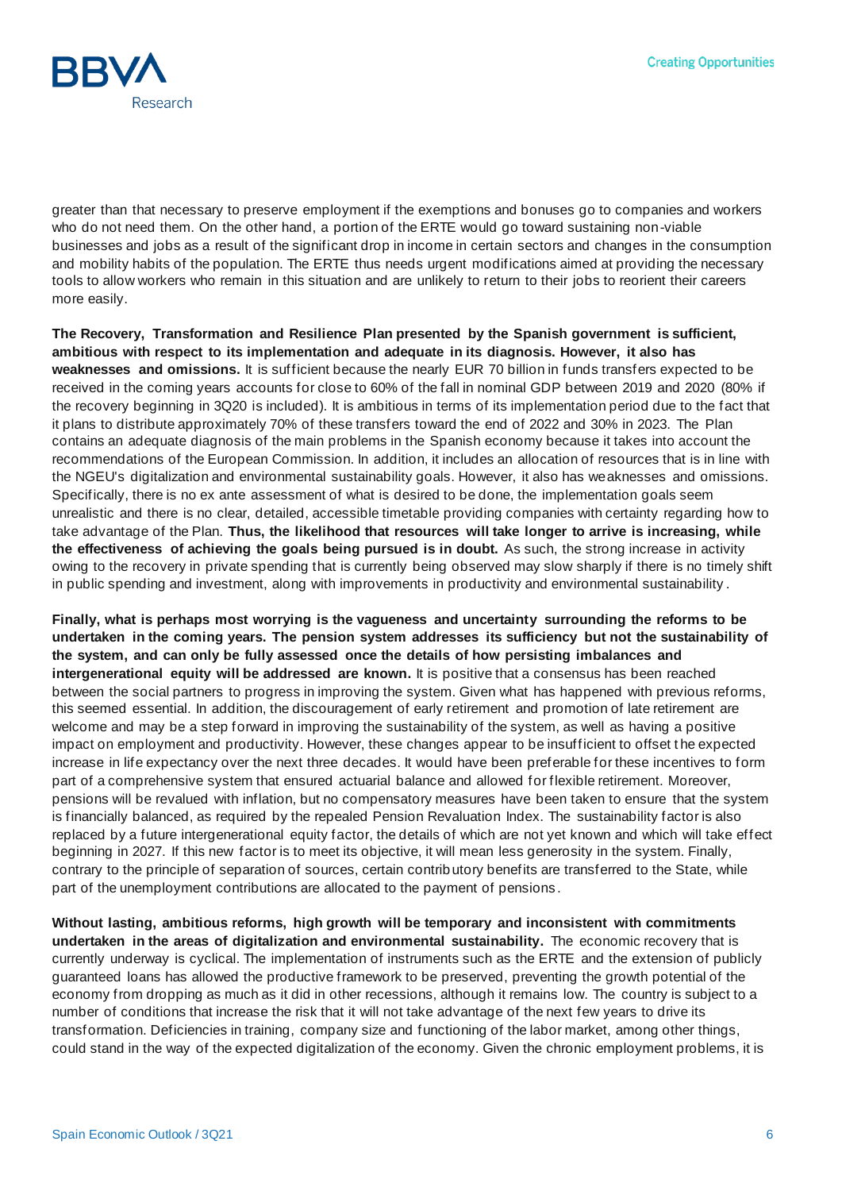greater than that necessary to preserve employment if the exemptions and bonuses go to companies and workers who do not need them. On the other hand, a portion of the ERTE would go toward sustaining non-viable businesses and jobs as a result of the significant drop in income in certain sectors and changes in the consumption and mobility habits of the population. The ERTE thus needs urgent modifications aimed at providing the necessary tools to allow workers who remain in this situation and are unlikely to return to their jobs to reorient their careers more easily.

**The Recovery, Transformation and Resilience Plan presented by the Spanish government is sufficient, ambitious with respect to its implementation and adequate in its diagnosis. However, it also has weaknesses and omissions.** It is sufficient because the nearly EUR 70 billion in funds transfers expected to be received in the coming years accounts for close to 60% of the fall in nominal GDP between 2019 and 2020 (80% if the recovery beginning in 3Q20 is included). It is ambitious in terms of its implementation period due to the fact that it plans to distribute approximately 70% of these transfers toward the end of 2022 and 30% in 2023. The Plan contains an adequate diagnosis of the main problems in the Spanish economy because it takes into account the recommendations of the European Commission. In addition, it includes an allocation of resources that is in line with the NGEU's digitalization and environmental sustainability goals. However, it also has weaknesses and omissions. Specifically, there is no ex ante assessment of what is desired to be done, the implementation goals seem unrealistic and there is no clear, detailed, accessible timetable providing companies with certainty regarding how to take advantage of the Plan. **Thus, the likelihood that resources will take longer to arrive is increasing, while the effectiveness of achieving the goals being pursued is in doubt.** As such, the strong increase in activity owing to the recovery in private spending that is currently being observed may slow sharply if there is no timely shift in public spending and investment, along with improvements in productivity and environmental sustainability.

**Finally, what is perhaps most worrying is the vagueness and uncertainty surrounding the reforms to be undertaken in the coming years. The pension system addresses its sufficiency but not the sustainability of the system, and can only be fully assessed once the details of how persisting imbalances and intergenerational equity will be addressed are known.** It is positive that a consensus has been reached between the social partners to progress in improving the system. Given what has happened with previous reforms, this seemed essential. In addition, the discouragement of early retirement and promotion of late retirement are welcome and may be a step forward in improving the sustainability of the system, as well as having a positive impact on employment and productivity. However, these changes appear to be insufficient to offset the expected increase in life expectancy over the next three decades. It would have been preferable for these incentives to form part of a comprehensive system that ensured actuarial balance and allowed for flexible retirement. Moreover, pensions will be revalued with inflation, but no compensatory measures have been taken to ensure that the system is financially balanced, as required by the repealed Pension Revaluation Index. The sustainability factor is also replaced by a future intergenerational equity factor, the details of which are not yet known and which will take effect beginning in 2027. If this new factor is to meet its objective, it will mean less generosity in the system. Finally, contrary to the principle of separation of sources, certain contributory benefits are transferred to the State, while part of the unemployment contributions are allocated to the payment of pensions.

**Without lasting, ambitious reforms, high growth will be temporary and inconsistent with commitments undertaken in the areas of digitalization and environmental sustainability.** The economic recovery that is currently underway is cyclical. The implementation of instruments such as the ERTE and the extension of publicly guaranteed loans has allowed the productive framework to be preserved, preventing the growth potential of the economy from dropping as much as it did in other recessions, although it remains low. The country is subject to a number of conditions that increase the risk that it will not take advantage of the next few years to drive its transformation. Deficiencies in training, company size and functioning of the labor market, among other things, could stand in the way of the expected digitalization of the economy. Given the chronic employment problems, it is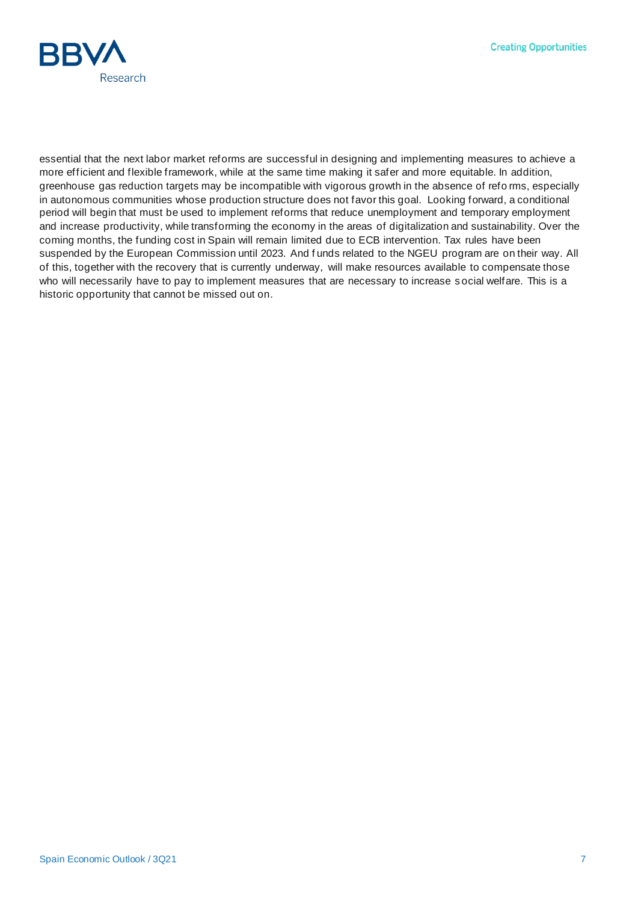essential that the next labor market reforms are successful in designing and implementing measures to achieve a more efficient and flexible framework, while at the same time making it safer and more equitable. In addition, greenhouse gas reduction targets may be incompatible with vigorous growth in the absence of reforms, especially in autonomous communities whose production structure does not favor this goal. Looking forward, a conditional period will begin that must be used to implement reforms that reduce unemployment and temporary employment and increase productivity, while transforming the economy in the areas of digitalization and sustainability. Over the coming months, the funding cost in Spain will remain limited due to ECB intervention. Tax rules have been suspended by the European Commission until 2023. And funds related to the NGEU program are on their way. All of this, together with the recovery that is currently underway, will make resources available to compensate those who will necessarily have to pay to implement measures that are necessary to increase social welfare. This is a historic opportunity that cannot be missed out on.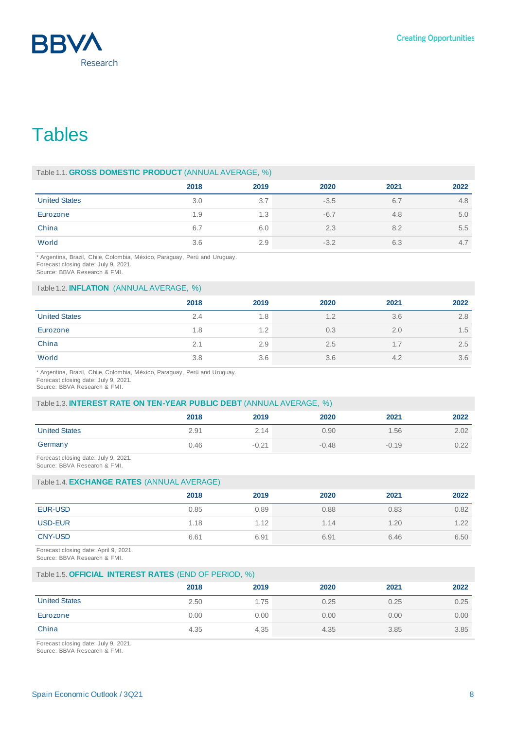# Tables

Table 1.1. **GROSS DOMESTIC PRODUCT** (ANNUAL AVERAGE, %)

| | 2018 | 2019 | 2020 | 2021 | 2022 |
|---|---|---|---|---|---|
| United States | 3.0 | 3.7 | -3.5 | 6.7 | 4.8 |
| Eurozone | 1.9 | 1.3 | -6.7 | 4.8 | 5.0 |
| China | 6.7 | 6.0 | 2.3 | 8.2 | 5.5 |
| World | 3.6 | 2.9 | -3.2 | 6.3 | 4.7 |

* Argentina, Brazil, Chile, Colombia, México, Paraguay, Perú and Uruguay.
Forecast closing date: July 9, 2021.
Source: BBVA Research & FMI.

Table 1.2. **INFLATION** (ANNUAL AVERAGE, %)

| | 2018 | 2019 | 2020 | 2021 | 2022 |
|---|---|---|---|---|---|
| United States | 2.4 | 1.8 | 1.2 | 3.6 | 2.8 |
| Eurozone | 1.8 | 1.2 | 0.3 | 2.0 | 1.5 |
| China | 2.1 | 2.9 | 2.5 | 1.7 | 2.5 |
| World | 3.8 | 3.6 | 3.6 | 4.2 | 3.6 |

* Argentina, Brazil, Chile, Colombia, México, Paraguay, Perú and Uruguay.
Forecast closing date: July 9, 2021.
Source: BBVA Research & FMI.

Table 1.3. **INTEREST RATE ON TEN-YEAR PUBLIC DEBT** (ANNUAL AVERAGE, %)

| | 2018 | 2019 | 2020 | 2021 | 2022 |
|---|---|---|---|---|---|
| United States | 2.91 | 2.14 | 0.90 | 1.56 | 2.02 |
| Germany | 0.46 | -0.21 | -0.48 | -0.19 | 0.22 |

Forecast closing date: July 9, 2021.
Source: BBVA Research & FMI.

Table 1.4. **EXCHANGE RATES** (ANNUAL AVERAGE)

| | 2018 | 2019 | 2020 | 2021 | 2022 |
|---|---|---|---|---|---|
| EUR-USD | 0.85 | 0.89 | 0.88 | 0.83 | 0.82 |
| USD-EUR | 1.18 | 1.12 | 1.14 | 1.20 | 1.22 |
| CNY-USD | 6.61 | 6.91 | 6.91 | 6.46 | 6.50 |

Forecast closing date: April 9, 2021.
Source: BBVA Research & FMI.

Table 1.5. **OFFICIAL INTEREST RATES** (END OF PERIOD, %)

| | 2018 | 2019 | 2020 | 2021 | 2022 |
|---|---|---|---|---|---|
| United States | 2.50 | 1.75 | 0.25 | 0.25 | 0.25 |
| Eurozone | 0.00 | 0.00 | 0.00 | 0.00 | 0.00 |
| China | 4.35 | 4.35 | 4.35 | 3.85 | 3.85 |

Forecast closing date: July 9, 2021.
Source: BBVA Research & FMI.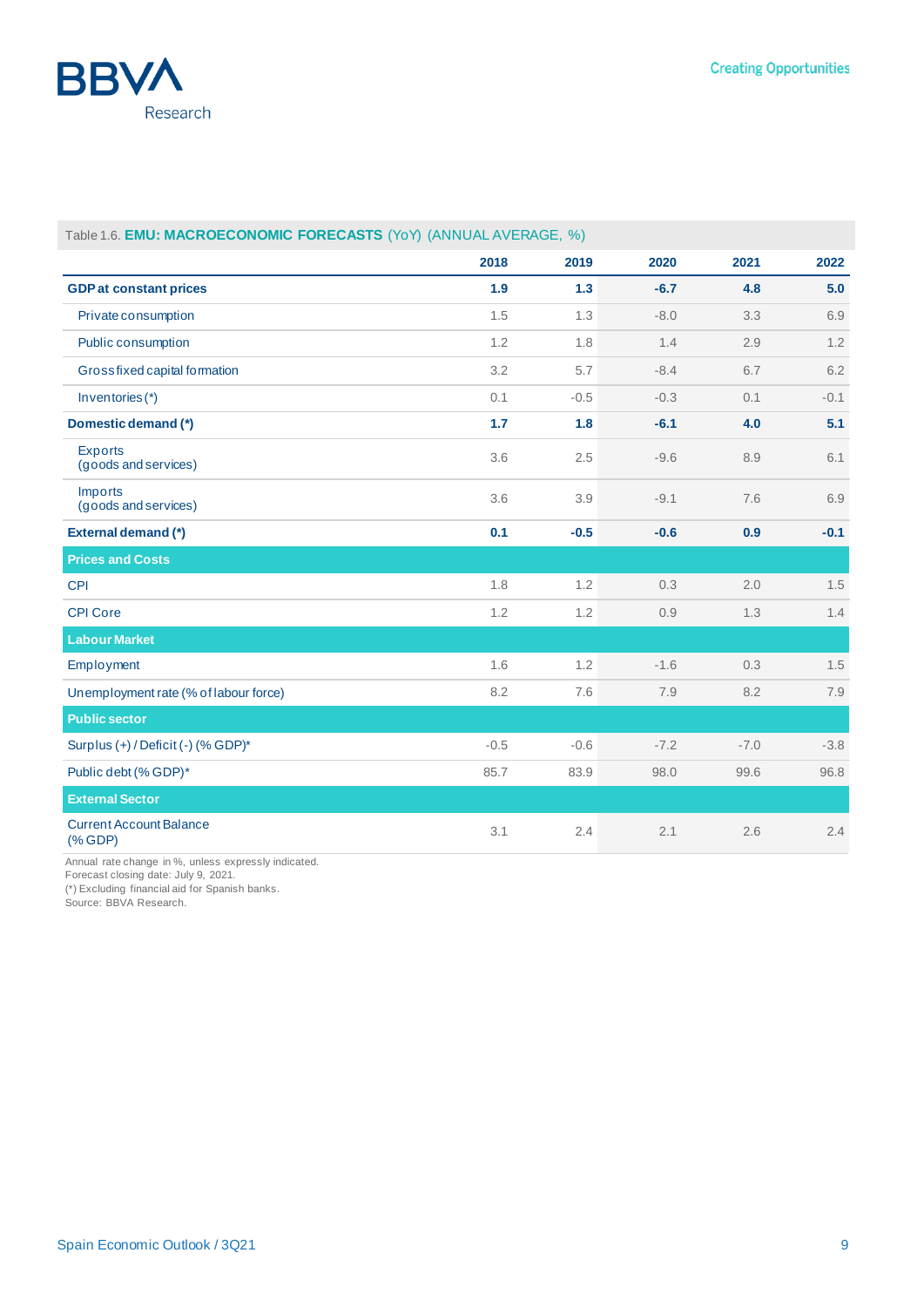Table 1.6. **EMU: MACROECONOMIC FORECASTS** (YoY) (ANNUAL AVERAGE, %)

| | 2018 | 2019 | 2020 | 2021 | 2022 |
|---|---|---|---|---|---|
| **GDP at constant prices** | **1.9** | **1.3** | **-6.7** | **4.8** | **5.0** |
| Private consumption | 1.5 | 1.3 | -8.0 | 3.3 | 6.9 |
| Public consumption | 1.2 | 1.8 | 1.4 | 2.9 | 1.2 |
| Gross fixed capital formation | 3.2 | 5.7 | -8.4 | 6.7 | 6.2 |
| Inventories (*) | 0.1 | -0.5 | -0.3 | 0.1 | -0.1 |
| **Domestic demand (*)** | **1.7** | **1.8** | **-6.1** | **4.0** | **5.1** |
| Exports (goods and services) | 3.6 | 2.5 | -9.6 | 8.9 | 6.1 |
| Imports (goods and services) | 3.6 | 3.9 | -9.1 | 7.6 | 6.9 |
| **External demand (*)** | **0.1** | **-0.5** | **-0.6** | **0.9** | **-0.1** |
| **Prices and Costs** | | | | | |
| CPI | 1.8 | 1.2 | 0.3 | 2.0 | 1.5 |
| CPI Core | 1.2 | 1.2 | 0.9 | 1.3 | 1.4 |
| **Labour Market** | | | | | |
| Employment | 1.6 | 1.2 | -1.6 | 0.3 | 1.5 |
| Unemployment rate (% of labour force) | 8.2 | 7.6 | 7.9 | 8.2 | 7.9 |
| **Public sector** | | | | | |
| Surplus (+) / Deficit (-) (% GDP)* | -0.5 | -0.6 | -7.2 | -7.0 | -3.8 |
| Public debt (% GDP)* | 85.7 | 83.9 | 98.0 | 99.6 | 96.8 |
| **External Sector** | | | | | |
| Current Account Balance (% GDP) | 3.1 | 2.4 | 2.1 | 2.6 | 2.4 |

Annual rate change in %, unless expressly indicated.
Forecast closing date: July 9, 2021.
(*) Excluding financial aid for Spanish banks.
Source: BBVA Research.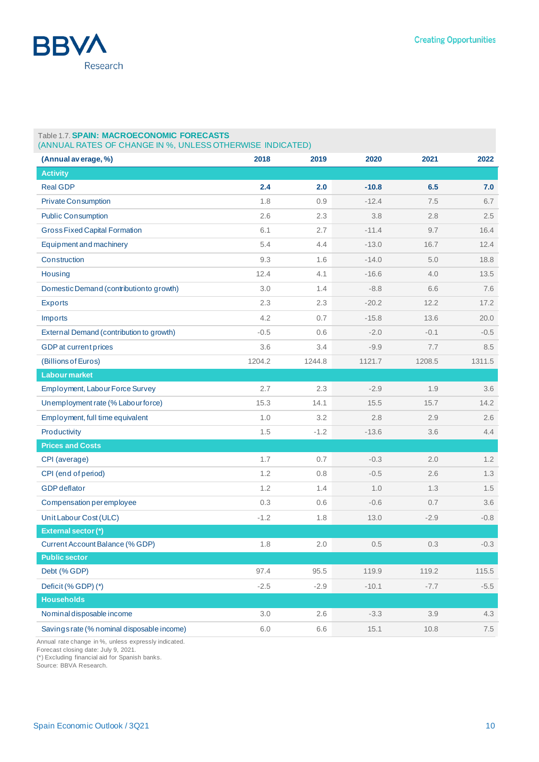Table 1.7. **SPAIN: MACROECONOMIC FORECASTS**
(ANNUAL RATES OF CHANGE IN %, UNLESS OTHERWISE INDICATED)

| (Annual average, %) | 2018 | 2019 | 2020 | 2021 | 2022 |
|---|---|---|---|---|---|
| **Activity** | | | | | |
| Real GDP | **2.4** | **2.0** | **-10.8** | **6.5** | **7.0** |
| Private Consumption | 1.8 | 0.9 | -12.4 | 7.5 | 6.7 |
| Public Consumption | 2.6 | 2.3 | 3.8 | 2.8 | 2.5 |
| Gross Fixed Capital Formation | 6.1 | 2.7 | -11.4 | 9.7 | 16.4 |
| Equipment and machinery | 5.4 | 4.4 | -13.0 | 16.7 | 12.4 |
| Construction | 9.3 | 1.6 | -14.0 | 5.0 | 18.8 |
| Housing | 12.4 | 4.1 | -16.6 | 4.0 | 13.5 |
| Domestic Demand (contribution to growth) | 3.0 | 1.4 | -8.8 | 6.6 | 7.6 |
| Exports | 2.3 | 2.3 | -20.2 | 12.2 | 17.2 |
| Imports | 4.2 | 0.7 | -15.8 | 13.6 | 20.0 |
| External Demand (contribution to growth) | -0.5 | 0.6 | -2.0 | -0.1 | -0.5 |
| GDP at current prices | 3.6 | 3.4 | -9.9 | 7.7 | 8.5 |
| (Billions of Euros) | 1204.2 | 1244.8 | 1121.7 | 1208.5 | 1311.5 |
| **Labour market** | | | | | |
| Employment, Labour Force Survey | 2.7 | 2.3 | -2.9 | 1.9 | 3.6 |
| Unemployment rate (% Labour force) | 15.3 | 14.1 | 15.5 | 15.7 | 14.2 |
| Employment, full time equivalent | 1.0 | 3.2 | 2.8 | 2.9 | 2.6 |
| Productivity | 1.5 | -1.2 | -13.6 | 3.6 | 4.4 |
| **Prices and Costs** | | | | | |
| CPI (average) | 1.7 | 0.7 | -0.3 | 2.0 | 1.2 |
| CPI (end of period) | 1.2 | 0.8 | -0.5 | 2.6 | 1.3 |
| GDP deflator | 1.2 | 1.4 | 1.0 | 1.3 | 1.5 |
| Compensation per employee | 0.3 | 0.6 | -0.6 | 0.7 | 3.6 |
| Unit Labour Cost (ULC) | -1.2 | 1.8 | 13.0 | -2.9 | -0.8 |
| **External sector (*)** | | | | | |
| Current Account Balance (% GDP) | 1.8 | 2.0 | 0.5 | 0.3 | -0.3 |
| **Public sector** | | | | | |
| Debt (% GDP) | 97.4 | 95.5 | 119.9 | 119.2 | 115.5 |
| Deficit (% GDP) (*) | -2.5 | -2.9 | -10.1 | -7.7 | -5.5 |
| **Households** | | | | | |
| Nominal disposable income | 3.0 | 2.6 | -3.3 | 3.9 | 4.3 |
| Savings rate (% nominal disposable income) | 6.0 | 6.6 | 15.1 | 10.8 | 7.5 |

Annual rate change in %, unless expressly indicated.
Forecast closing date: July 9, 2021.
(*) Excluding financial aid for Spanish banks.
Source: BBVA Research.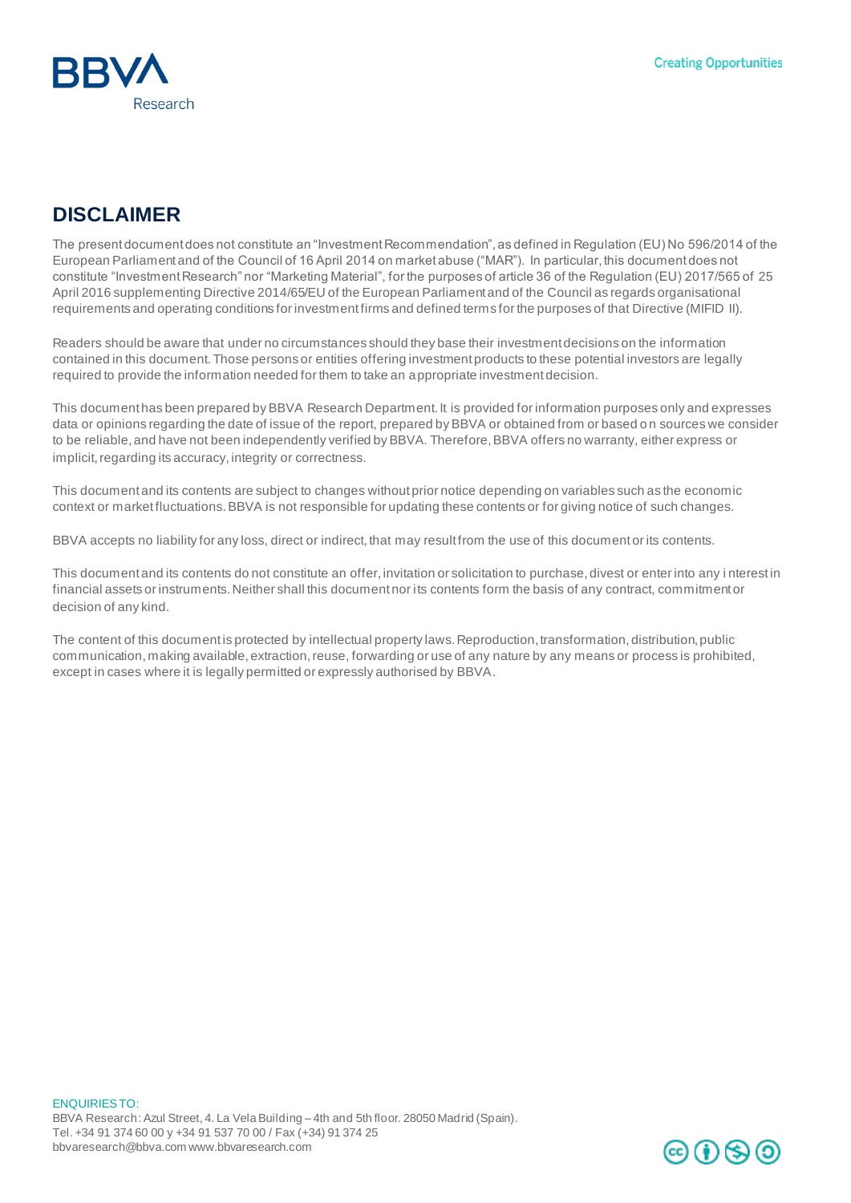## DISCLAIMER

The present document does not constitute an "Investment Recommendation", as defined in Regulation (EU) No 596/2014 of the European Parliament and of the Council of 16 April 2014 on market abuse ("MAR"). In particular, this document does not constitute "Investment Research" nor "Marketing Material", for the purposes of article 36 of the Regulation (EU) 2017/565 of 25 April 2016 supplementing Directive 2014/65/EU of the European Parliament and of the Council as regards organisational requirements and operating conditions for investment firms and defined terms for the purposes of that Directive (MIFID II).

Readers should be aware that under no circumstances should they base their investment decisions on the information contained in this document. Those persons or entities offering investment products to these potential investors are legally required to provide the information needed for them to take an appropriate investment decision.

This document has been prepared by BBVA Research Department. It is provided for information purposes only and expresses data or opinions regarding the date of issue of the report, prepared by BBVA or obtained from or based on sources we consider to be reliable, and have not been independently verified by BBVA. Therefore, BBVA offers no warranty, either express or implicit, regarding its accuracy, integrity or correctness.

This document and its contents are subject to changes without prior notice depending on variables such as the economic context or market fluctuations. BBVA is not responsible for updating these contents or for giving notice of such changes.

BBVA accepts no liability for any loss, direct or indirect, that may result from the use of this document or its contents.

This document and its contents do not constitute an offer, invitation or solicitation to purchase, divest or enter into any interest in financial assets or instruments. Neither shall this document nor its contents form the basis of any contract, commitment or decision of any kind.

The content of this document is protected by intellectual property laws. Reproduction, transformation, distribution, public communication, making available, extraction, reuse, forwarding or use of any nature by any means or process is prohibited, except in cases where it is legally permitted or expressly authorised by BBVA.

ENQUIRIES TO:
BBVA Research: Azul Street, 4. La Vela Building – 4th and 5th floor. 28050 Madrid (Spain).
Tel. +34 91 374 60 00 y +34 91 537 70 00 / Fax (+34) 91 374 25
bbvaresearch@bbva.com www.bbvaresearch.com